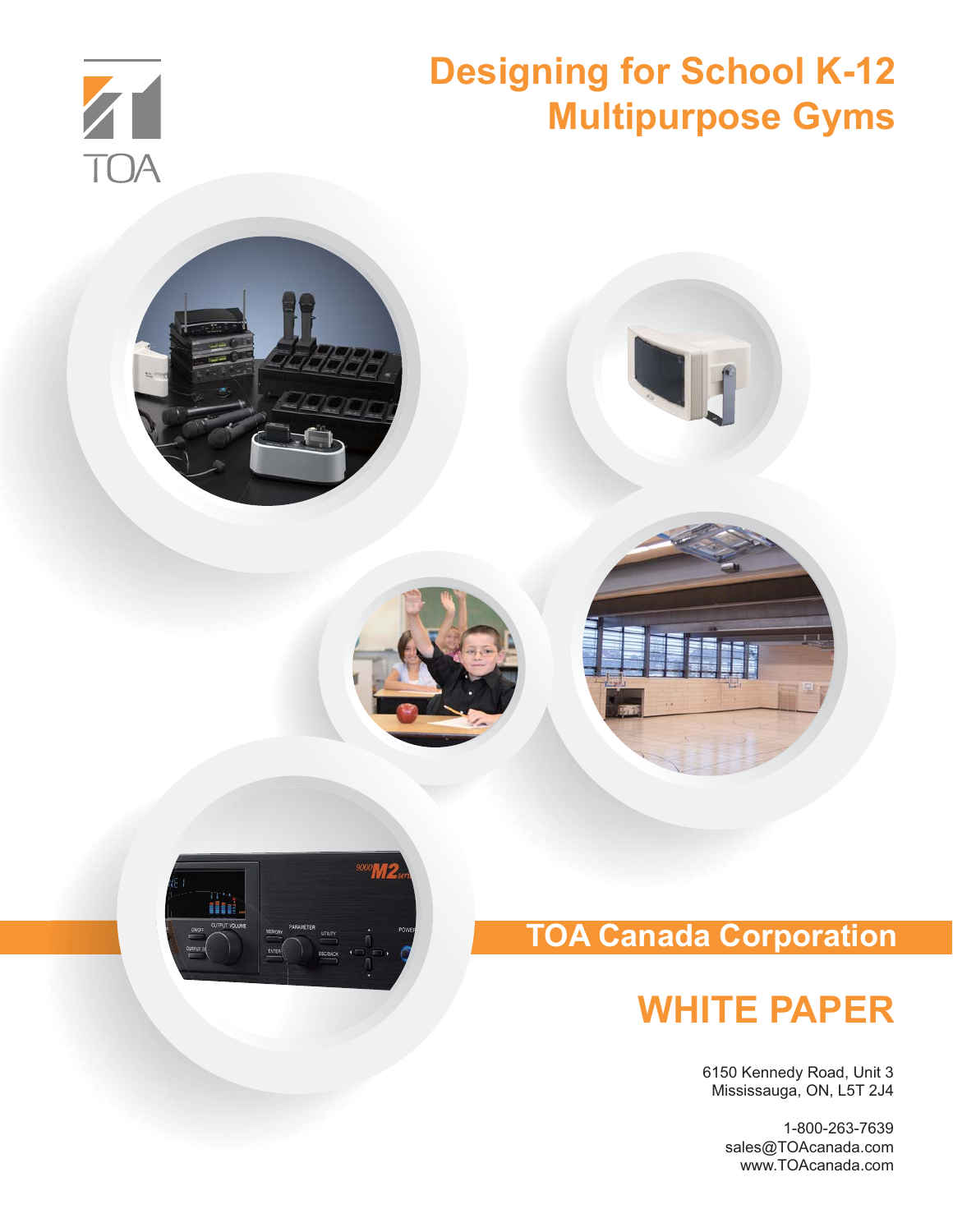TOA

# Designing for School K-12 Multipurpose Gyms

## TOA Canada Corporation

# WHITE PAPER

6150 Kennedy Road, Unit 3
Mississauga, ON, L5T 2J4

1-800-263-7639
sales@TOAcanada.com
www.TOAcanada.com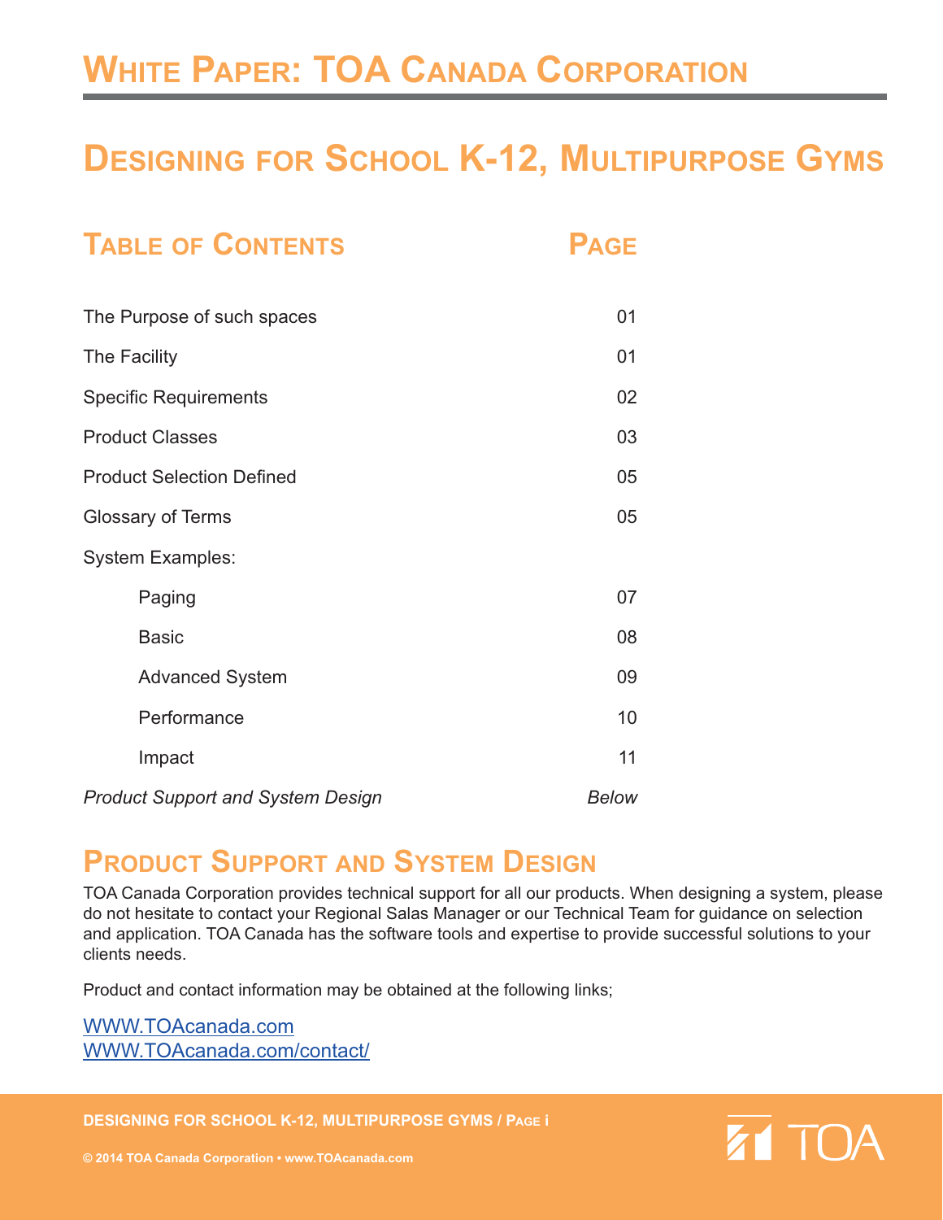# White Paper: TOA Canada Corporation

## Designing for School K-12, Multipurpose Gyms

| Table of Contents | Page |
|---|---|
| The Purpose of such spaces | 01 |
| The Facility | 01 |
| Specific Requirements | 02 |
| Product Classes | 03 |
| Product Selection Defined | 05 |
| Glossary of Terms | 05 |
| System Examples: | |
| Paging | 07 |
| Basic | 08 |
| Advanced System | 09 |
| Performance | 10 |
| Impact | 11 |
| *Product Support and System Design* | *Below* |

## Product Support and System Design

TOA Canada Corporation provides technical support for all our products. When designing a system, please do not hesitate to contact your Regional Salas Manager or our Technical Team for guidance on selection and application. TOA Canada has the software tools and expertise to provide successful solutions to your clients needs.

Product and contact information may be obtained at the following links;

[WWW.TOAcanada.com](http://WWW.TOAcanada.com)
[WWW.TOAcanada.com/contact/](http://WWW.TOAcanada.com/contact/)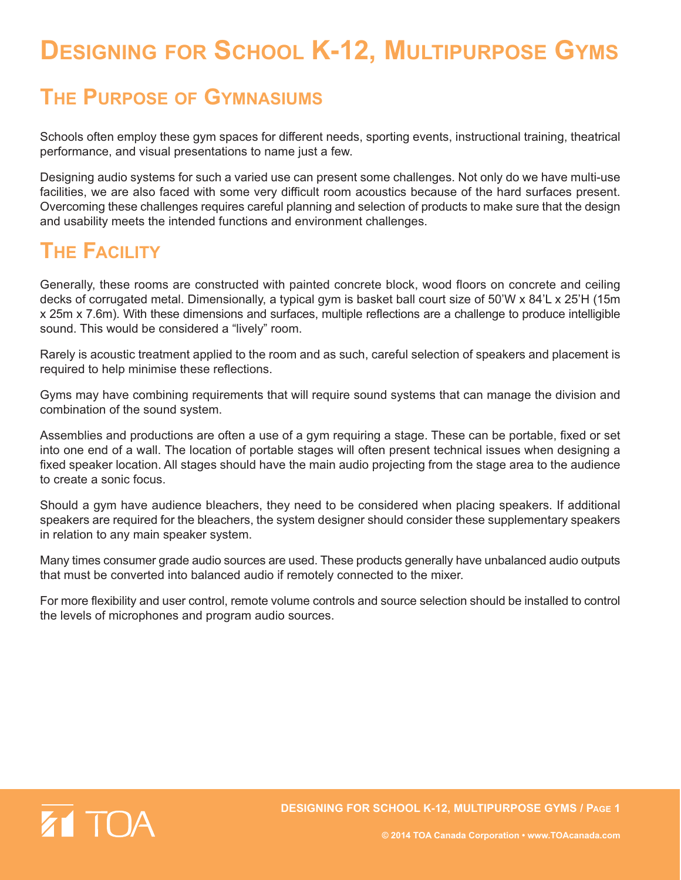# Designing for School K-12, Multipurpose Gyms

## The Purpose of Gymnasiums

Schools often employ these gym spaces for different needs, sporting events, instructional training, theatrical performance, and visual presentations to name just a few.

Designing audio systems for such a varied use can present some challenges. Not only do we have multi-use facilities, we are also faced with some very difficult room acoustics because of the hard surfaces present. Overcoming these challenges requires careful planning and selection of products to make sure that the design and usability meets the intended functions and environment challenges.

## The Facility

Generally, these rooms are constructed with painted concrete block, wood floors on concrete and ceiling decks of corrugated metal. Dimensionally, a typical gym is basket ball court size of 50'W x 84'L x 25'H (15m x 25m x 7.6m). With these dimensions and surfaces, multiple reflections are a challenge to produce intelligible sound. This would be considered a "lively" room.

Rarely is acoustic treatment applied to the room and as such, careful selection of speakers and placement is required to help minimise these reflections.

Gyms may have combining requirements that will require sound systems that can manage the division and combination of the sound system.

Assemblies and productions are often a use of a gym requiring a stage. These can be portable, fixed or set into one end of a wall. The location of portable stages will often present technical issues when designing a fixed speaker location. All stages should have the main audio projecting from the stage area to the audience to create a sonic focus.

Should a gym have audience bleachers, they need to be considered when placing speakers. If additional speakers are required for the bleachers, the system designer should consider these supplementary speakers in relation to any main speaker system.

Many times consumer grade audio sources are used. These products generally have unbalanced audio outputs that must be converted into balanced audio if remotely connected to the mixer.

For more flexibility and user control, remote volume controls and source selection should be installed to control the levels of microphones and program audio sources.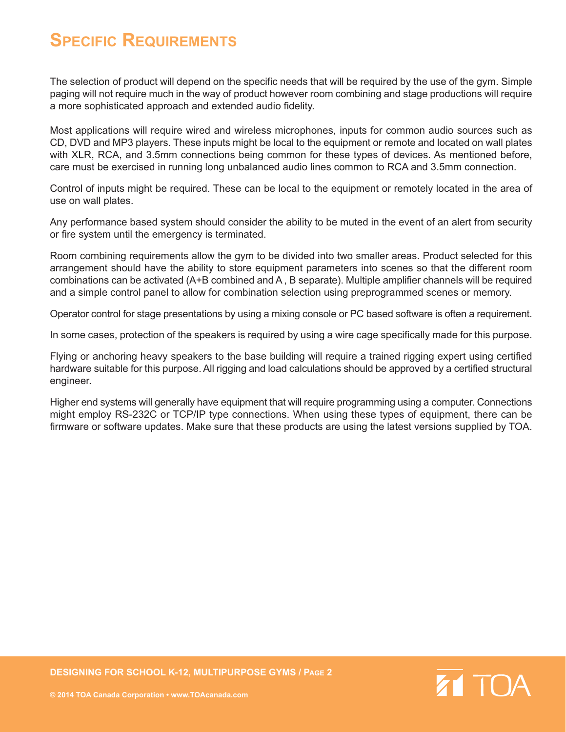# Specific Requirements

The selection of product will depend on the specific needs that will be required by the use of the gym. Simple paging will not require much in the way of product however room combining and stage productions will require a more sophisticated approach and extended audio fidelity.

Most applications will require wired and wireless microphones, inputs for common audio sources such as CD, DVD and MP3 players. These inputs might be local to the equipment or remote and located on wall plates with XLR, RCA, and 3.5mm connections being common for these types of devices. As mentioned before, care must be exercised in running long unbalanced audio lines common to RCA and 3.5mm connection.

Control of inputs might be required. These can be local to the equipment or remotely located in the area of use on wall plates.

Any performance based system should consider the ability to be muted in the event of an alert from security or fire system until the emergency is terminated.

Room combining requirements allow the gym to be divided into two smaller areas. Product selected for this arrangement should have the ability to store equipment parameters into scenes so that the different room combinations can be activated (A+B combined and A , B separate). Multiple amplifier channels will be required and a simple control panel to allow for combination selection using preprogrammed scenes or memory.

Operator control for stage presentations by using a mixing console or PC based software is often a requirement.

In some cases, protection of the speakers is required by using a wire cage specifically made for this purpose.

Flying or anchoring heavy speakers to the base building will require a trained rigging expert using certified hardware suitable for this purpose. All rigging and load calculations should be approved by a certified structural engineer.

Higher end systems will generally have equipment that will require programming using a computer. Connections might employ RS-232C or TCP/IP type connections. When using these types of equipment, there can be firmware or software updates. Make sure that these products are using the latest versions supplied by TOA.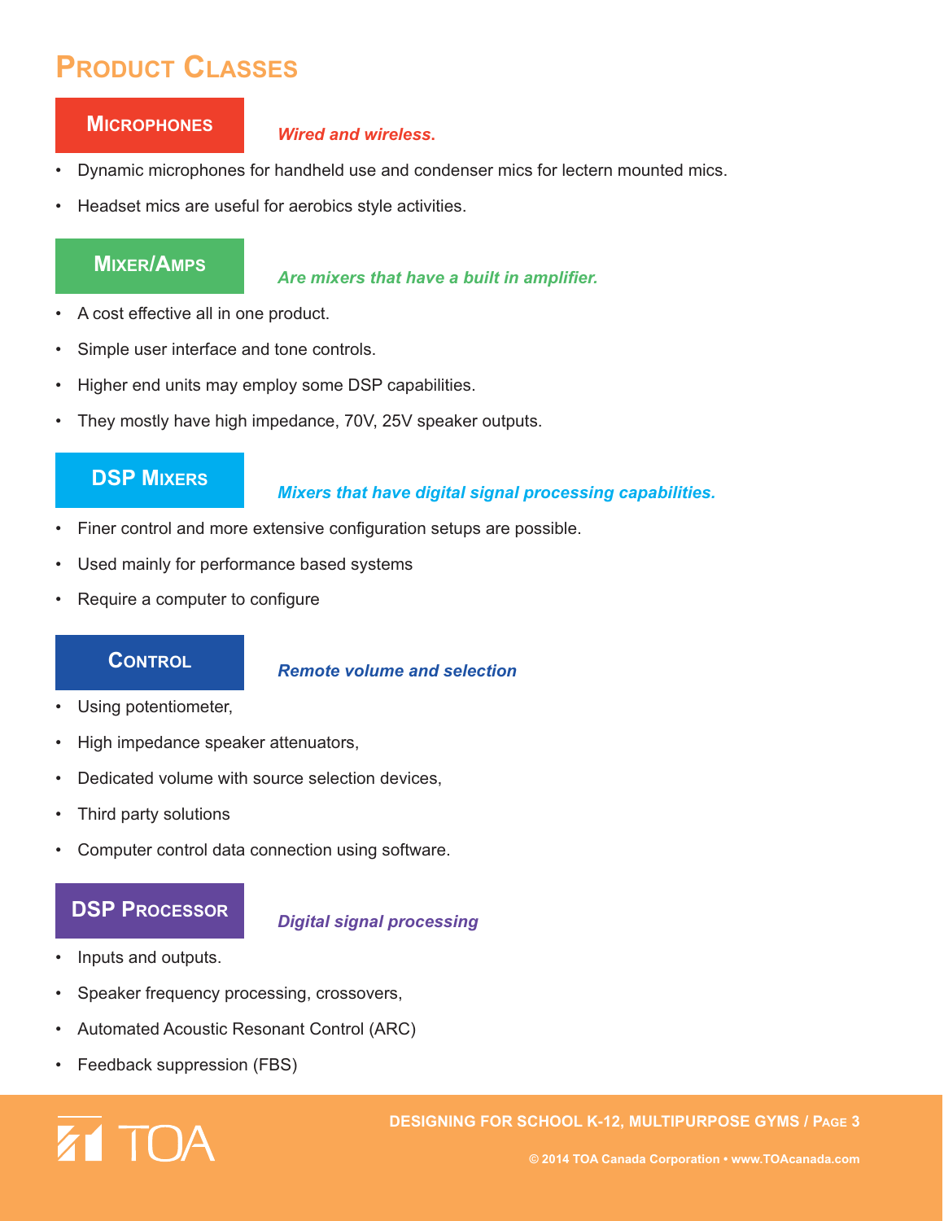# Product Classes

## Microphones

*Wired and wireless.*

- Dynamic microphones for handheld use and condenser mics for lectern mounted mics.
- Headset mics are useful for aerobics style activities.

## Mixer/Amps

*Are mixers that have a built in amplifier.*

- A cost effective all in one product.
- Simple user interface and tone controls.
- Higher end units may employ some DSP capabilities.
- They mostly have high impedance, 70V, 25V speaker outputs.

## DSP Mixers

*Mixers that have digital signal processing capabilities.*

- Finer control and more extensive configuration setups are possible.
- Used mainly for performance based systems
- Require a computer to configure

## Control

*Remote volume and selection*

- Using potentiometer,
- High impedance speaker attenuators,
- Dedicated volume with source selection devices,
- Third party solutions
- Computer control data connection using software.

## DSP Processor

*Digital signal processing*

- Inputs and outputs.
- Speaker frequency processing, crossovers,
- Automated Acoustic Resonant Control (ARC)
- Feedback suppression (FBS)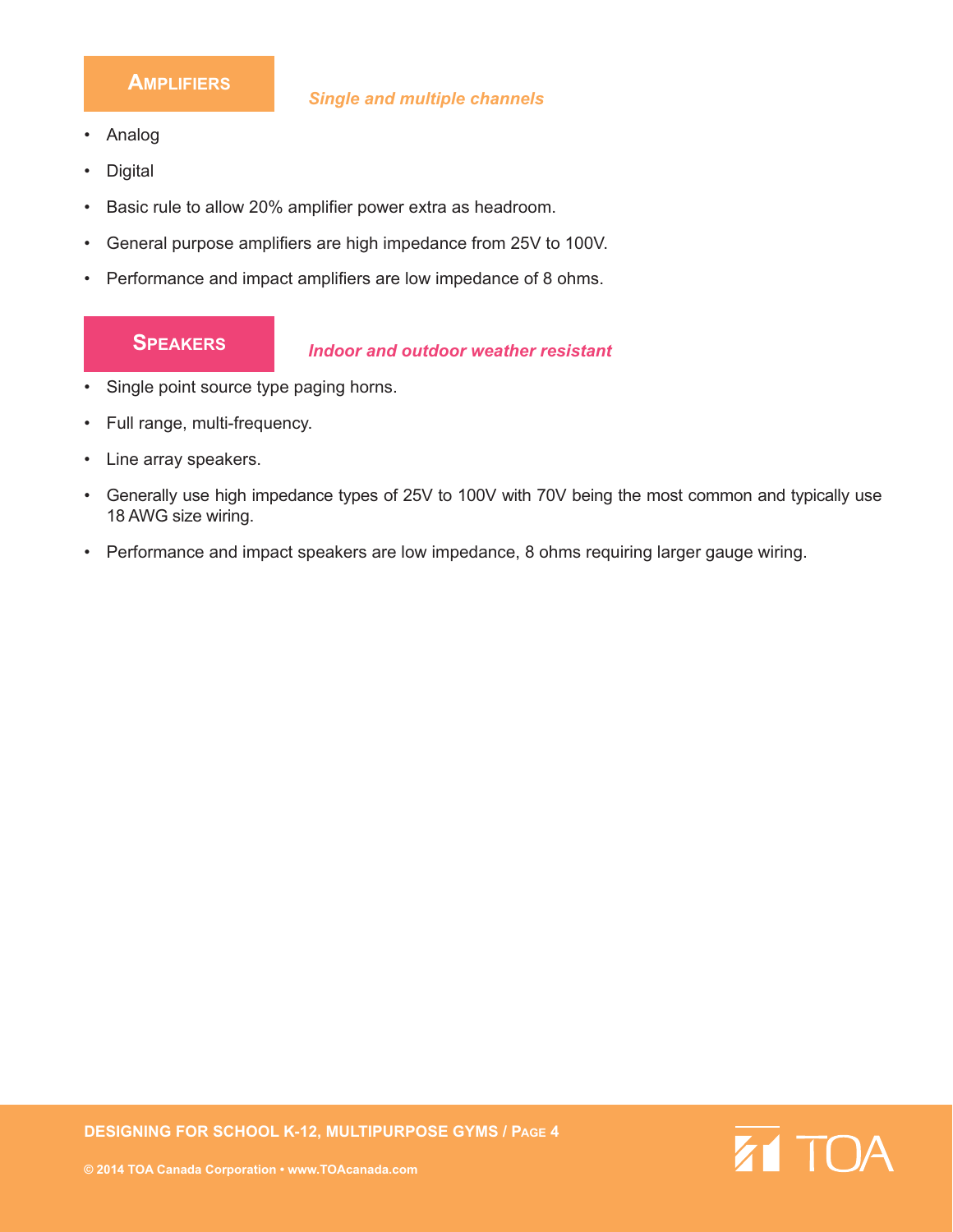## Amplifiers

*Single and multiple channels*

- Analog
- Digital
- Basic rule to allow 20% amplifier power extra as headroom.
- General purpose amplifiers are high impedance from 25V to 100V.
- Performance and impact amplifiers are low impedance of 8 ohms.

## Speakers

*Indoor and outdoor weather resistant*

- Single point source type paging horns.
- Full range, multi-frequency.
- Line array speakers.
- Generally use high impedance types of 25V to 100V with 70V being the most common and typically use 18 AWG size wiring.
- Performance and impact speakers are low impedance, 8 ohms requiring larger gauge wiring.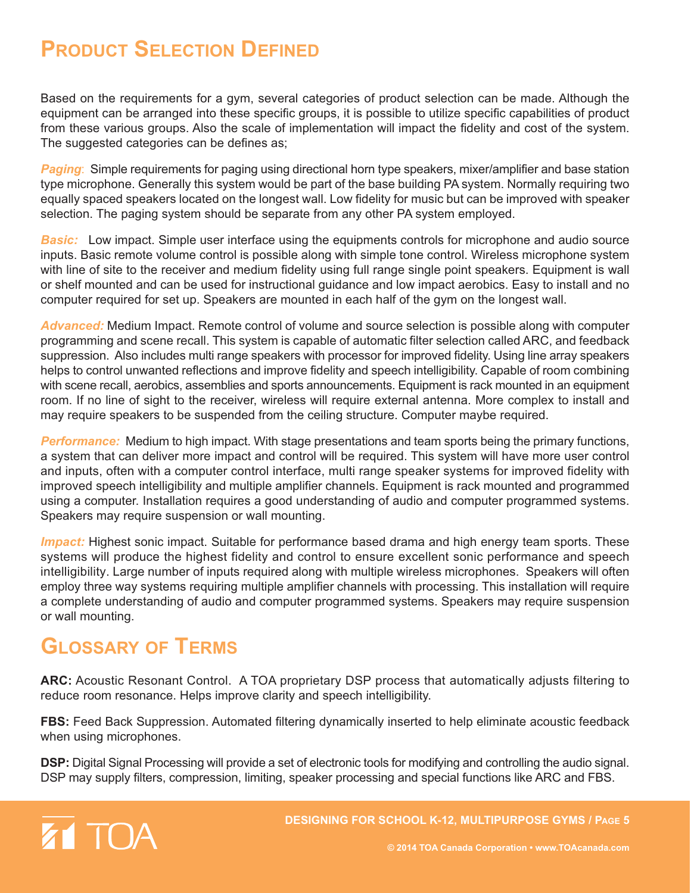# Product Selection Defined

Based on the requirements for a gym, several categories of product selection can be made. Although the equipment can be arranged into these specific groups, it is possible to utilize specific capabilities of product from these various groups. Also the scale of implementation will impact the fidelity and cost of the system. The suggested categories can be defines as;

***Paging***: Simple requirements for paging using directional horn type speakers, mixer/amplifier and base station type microphone. Generally this system would be part of the base building PA system. Normally requiring two equally spaced speakers located on the longest wall. Low fidelity for music but can be improved with speaker selection. The paging system should be separate from any other PA system employed.

***Basic:*** Low impact. Simple user interface using the equipments controls for microphone and audio source inputs. Basic remote volume control is possible along with simple tone control. Wireless microphone system with line of site to the receiver and medium fidelity using full range single point speakers. Equipment is wall or shelf mounted and can be used for instructional guidance and low impact aerobics. Easy to install and no computer required for set up. Speakers are mounted in each half of the gym on the longest wall.

***Advanced:*** Medium Impact. Remote control of volume and source selection is possible along with computer programming and scene recall. This system is capable of automatic filter selection called ARC, and feedback suppression. Also includes multi range speakers with processor for improved fidelity. Using line array speakers helps to control unwanted reflections and improve fidelity and speech intelligibility. Capable of room combining with scene recall, aerobics, assemblies and sports announcements. Equipment is rack mounted in an equipment room. If no line of sight to the receiver, wireless will require external antenna. More complex to install and may require speakers to be suspended from the ceiling structure. Computer maybe required.

***Performance:*** Medium to high impact. With stage presentations and team sports being the primary functions, a system that can deliver more impact and control will be required. This system will have more user control and inputs, often with a computer control interface, multi range speaker systems for improved fidelity with improved speech intelligibility and multiple amplifier channels. Equipment is rack mounted and programmed using a computer. Installation requires a good understanding of audio and computer programmed systems. Speakers may require suspension or wall mounting.

***Impact:*** Highest sonic impact. Suitable for performance based drama and high energy team sports. These systems will produce the highest fidelity and control to ensure excellent sonic performance and speech intelligibility. Large number of inputs required along with multiple wireless microphones. Speakers will often employ three way systems requiring multiple amplifier channels with processing. This installation will require a complete understanding of audio and computer programmed systems. Speakers may require suspension or wall mounting.

# Glossary of Terms

**ARC:** Acoustic Resonant Control. A TOA proprietary DSP process that automatically adjusts filtering to reduce room resonance. Helps improve clarity and speech intelligibility.

**FBS:** Feed Back Suppression. Automated filtering dynamically inserted to help eliminate acoustic feedback when using microphones.

**DSP:** Digital Signal Processing will provide a set of electronic tools for modifying and controlling the audio signal. DSP may supply filters, compression, limiting, speaker processing and special functions like ARC and FBS.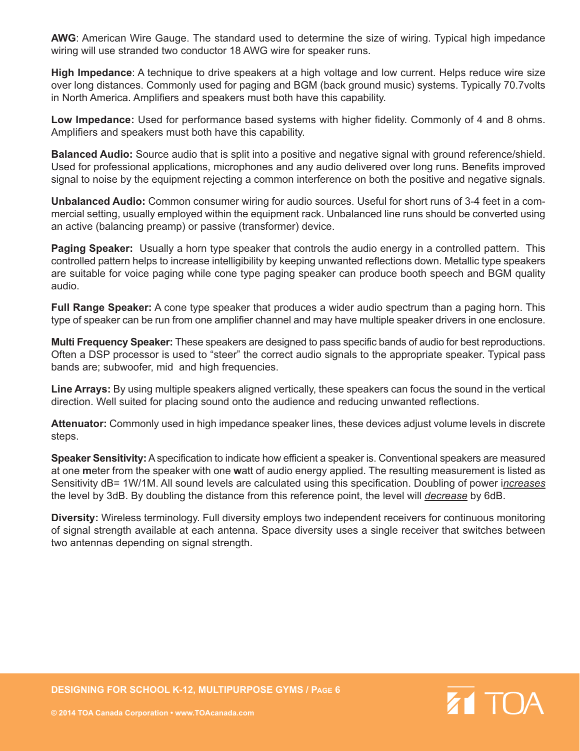**AWG**: American Wire Gauge. The standard used to determine the size of wiring. Typical high impedance wiring will use stranded two conductor 18 AWG wire for speaker runs.

**High Impedance**: A technique to drive speakers at a high voltage and low current. Helps reduce wire size over long distances. Commonly used for paging and BGM (back ground music) systems. Typically 70.7volts in North America. Amplifiers and speakers must both have this capability.

**Low Impedance:** Used for performance based systems with higher fidelity. Commonly of 4 and 8 ohms. Amplifiers and speakers must both have this capability.

**Balanced Audio:** Source audio that is split into a positive and negative signal with ground reference/shield. Used for professional applications, microphones and any audio delivered over long runs. Benefits improved signal to noise by the equipment rejecting a common interference on both the positive and negative signals.

**Unbalanced Audio:** Common consumer wiring for audio sources. Useful for short runs of 3-4 feet in a commercial setting, usually employed within the equipment rack. Unbalanced line runs should be converted using an active (balancing preamp) or passive (transformer) device.

**Paging Speaker:** Usually a horn type speaker that controls the audio energy in a controlled pattern. This controlled pattern helps to increase intelligibility by keeping unwanted reflections down. Metallic type speakers are suitable for voice paging while cone type paging speaker can produce booth speech and BGM quality audio.

**Full Range Speaker:** A cone type speaker that produces a wider audio spectrum than a paging horn. This type of speaker can be run from one amplifier channel and may have multiple speaker drivers in one enclosure.

**Multi Frequency Speaker:** These speakers are designed to pass specific bands of audio for best reproductions. Often a DSP processor is used to "steer" the correct audio signals to the appropriate speaker. Typical pass bands are; subwoofer, mid and high frequencies.

**Line Arrays:** By using multiple speakers aligned vertically, these speakers can focus the sound in the vertical direction. Well suited for placing sound onto the audience and reducing unwanted reflections.

**Attenuator:** Commonly used in high impedance speaker lines, these devices adjust volume levels in discrete steps.

**Speaker Sensitivity:** A specification to indicate how efficient a speaker is. Conventional speakers are measured at one **m**eter from the speaker with one **w**att of audio energy applied. The resulting measurement is listed as Sensitivity dB= 1W/1M. All sound levels are calculated using this specification. Doubling of power i*increases* the level by 3dB. By doubling the distance from this reference point, the level will *decrease* by 6dB.

**Diversity:** Wireless terminology. Full diversity employs two independent receivers for continuous monitoring of signal strength available at each antenna. Space diversity uses a single receiver that switches between two antennas depending on signal strength.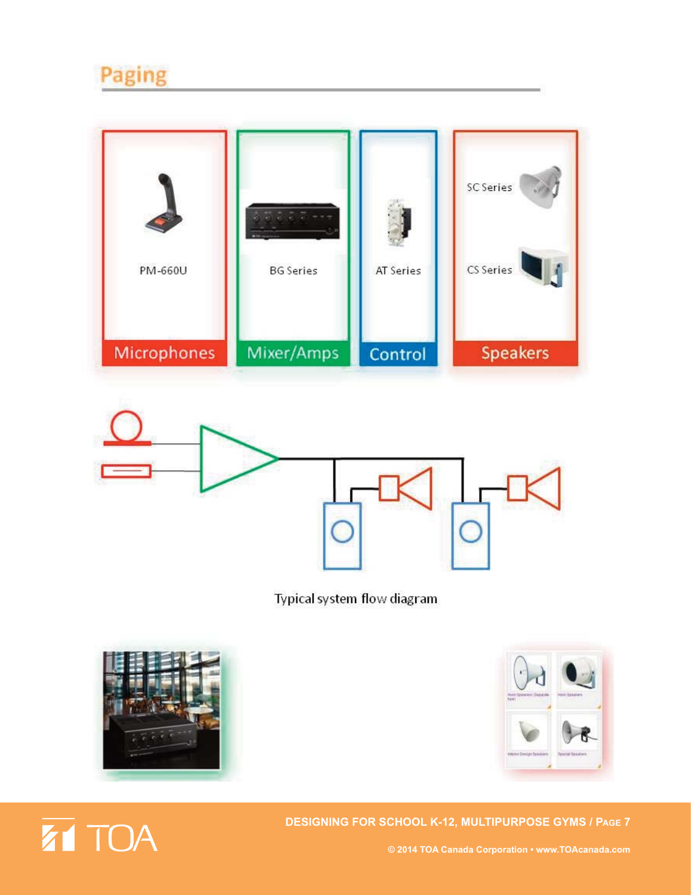## Paging

PM-660U

BG Series

AT Series

SC Series

CS Series

Microphones

Mixer/Amps

Control

Speakers

Typical system flow diagram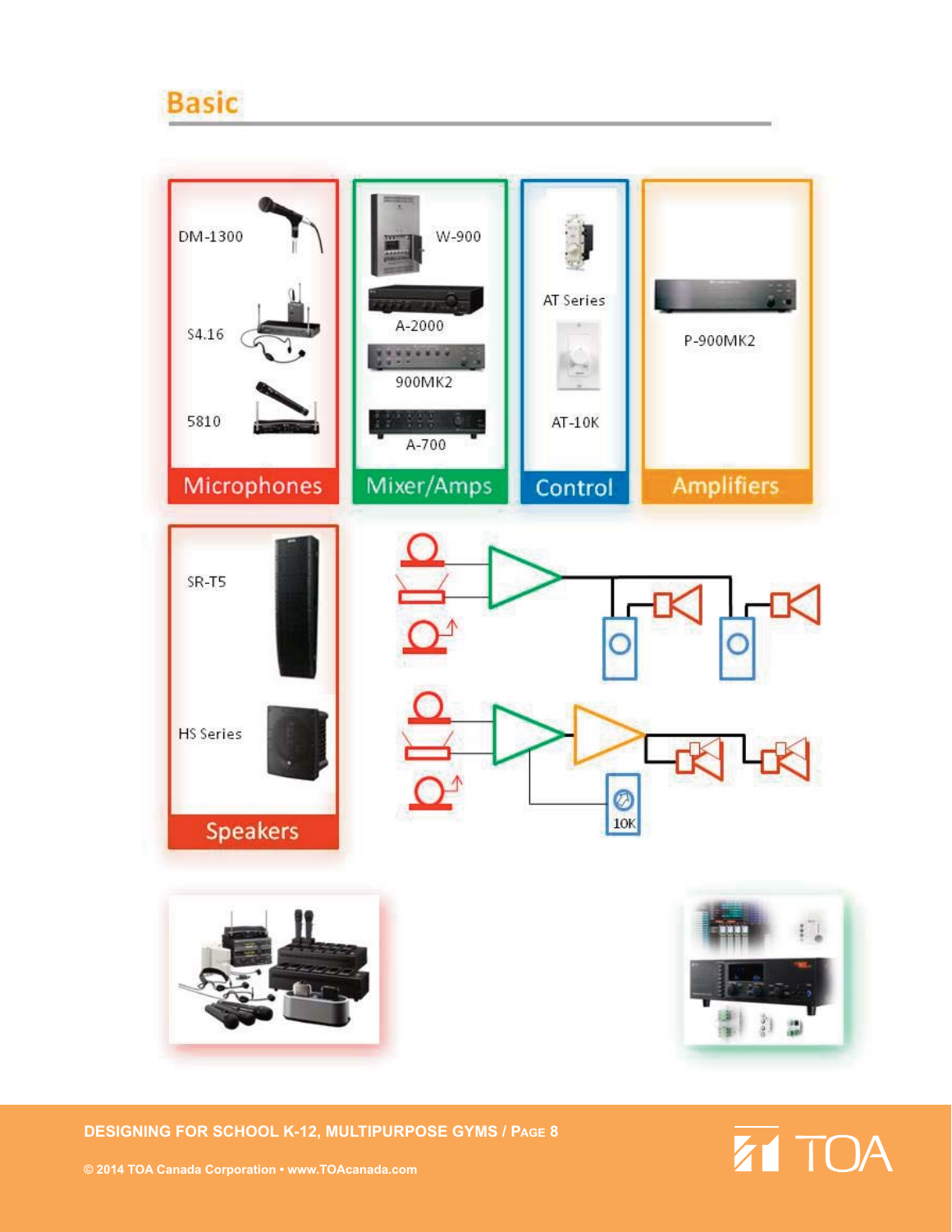## Basic

**Microphones**

- DM-1300
- S4.16
- 5810

**Mixer/Amps**

- W-900
- A-2000
- 900MK2
- A-700

**Control**

- AT Series
- AT-10K

**Amplifiers**

- P-900MK2

**Speakers**

- SR-T5
- HS Series

10K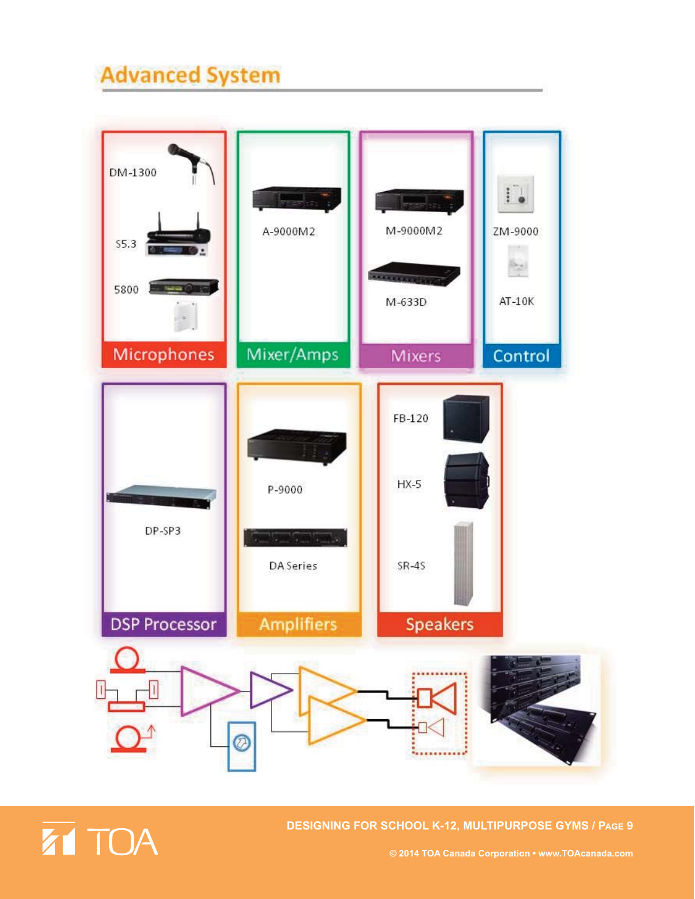## Advanced System

**Microphones**
- DM-1300
- S5.3
- 5800

**Mixer/Amps**
- A-9000M2

**Mixers**
- M-9000M2
- M-633D

**Control**
- ZM-9000
- AT-10K

**DSP Processor**
- DP-SP3

**Amplifiers**
- P-9000
- DA Series

**Speakers**
- FB-120
- HX-5
- SR-4S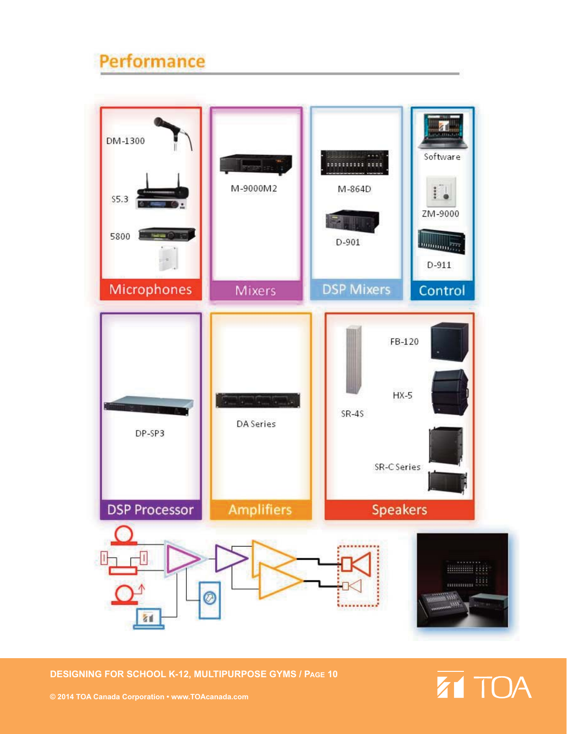# Performance

## Microphones

- DM-1300
- S5.3
- 5800

## Mixers

- M-9000M2

## DSP Mixers

- M-864D
- D-901

## Control

- Software
- ZM-9000
- D-911

## DSP Processor

- DP-SP3

## Amplifiers

- DA Series

## Speakers

- FB-120
- HX-5
- SR-4S
- SR-C Series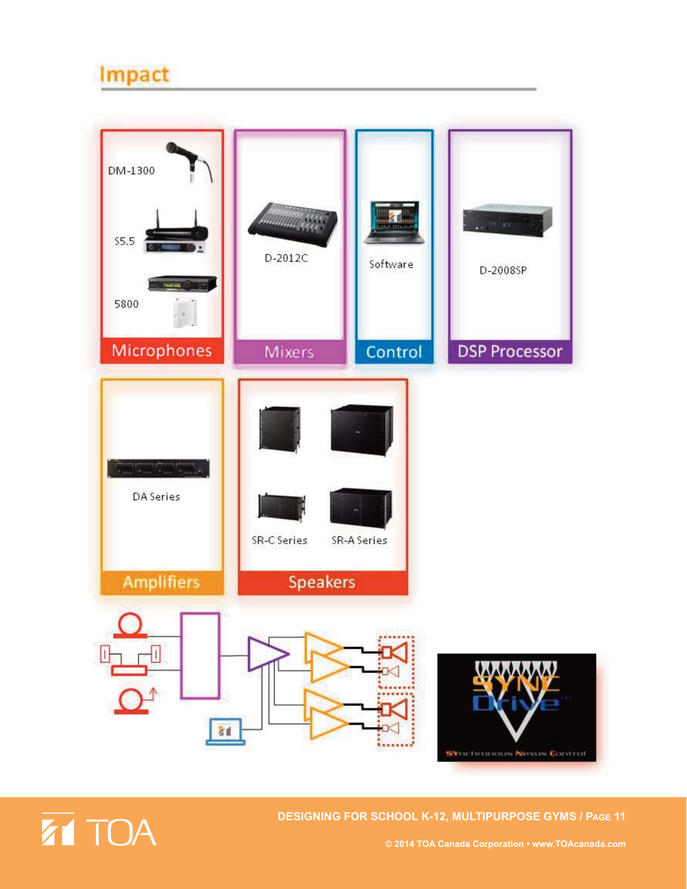## Impact

DM-1300

S5.5

5800

**Microphones**

D-2012C

**Mixers**

Software

**Control**

D-2008SP

**DSP Processor**

DA Series

**Amplifiers**

SR-C Series

SR-A Series

**Speakers**

SYNC Drive

SYnchronous Nexus Control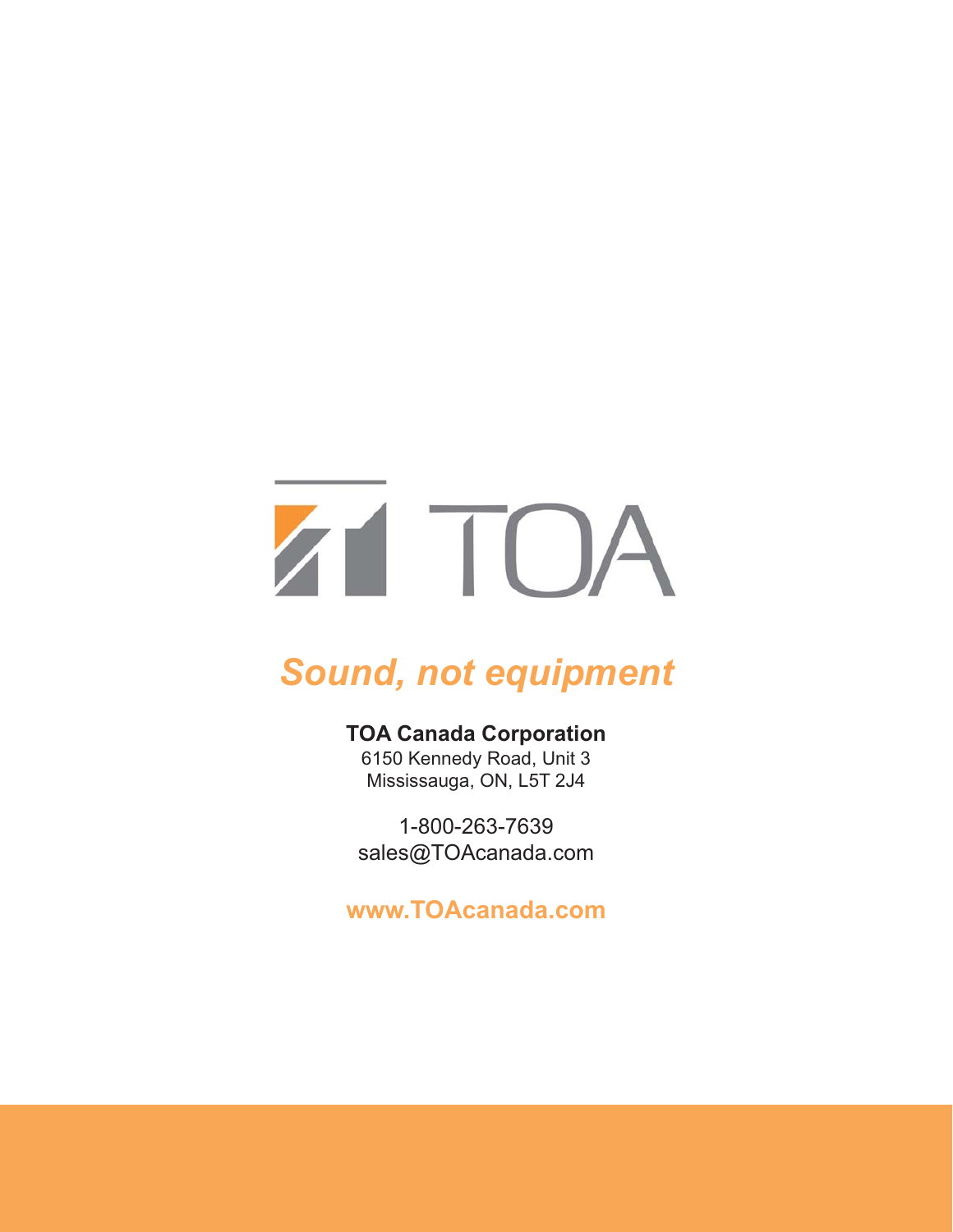TOA

*Sound, not equipment*

**TOA Canada Corporation**
6150 Kennedy Road, Unit 3
Mississauga, ON, L5T 2J4

1-800-263-7639
sales@TOAcanada.com

**www.TOAcanada.com**